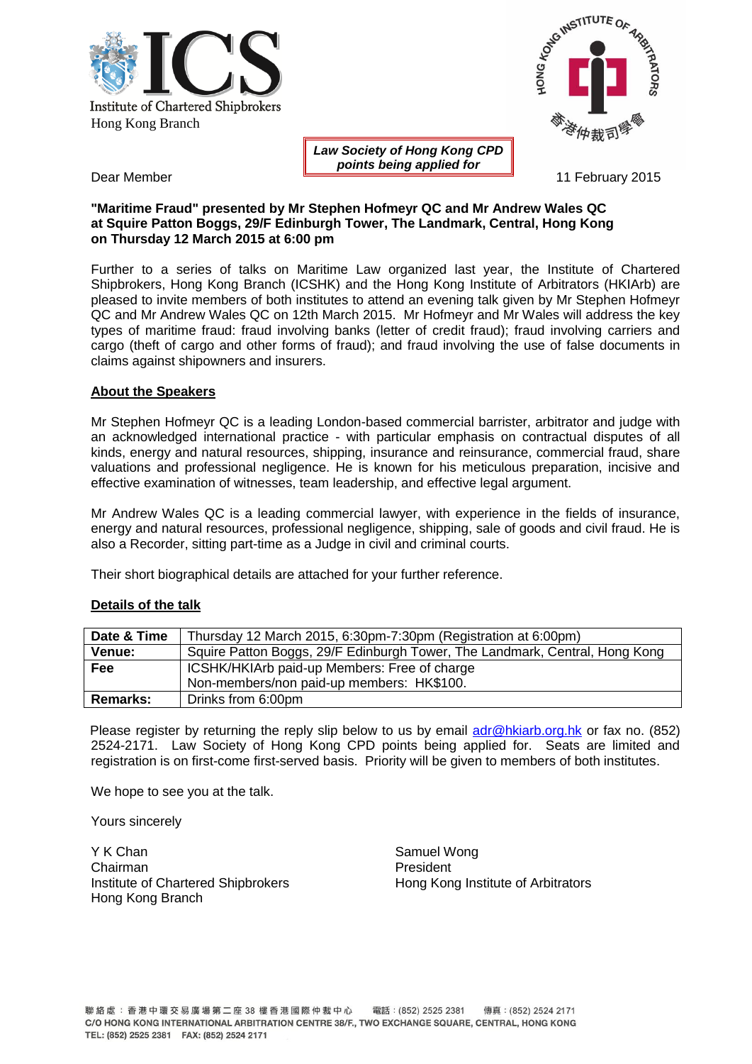Institute of Chartered Shipbrokers
Hong Kong Branch

HONG KONG INSTITUTE OF ARBITRATORS
香港仲裁司學會

***Law Society of Hong Kong CPD points being applied for***

Dear Member

11 February 2015

**"Maritime Fraud" presented by Mr Stephen Hofmeyr QC and Mr Andrew Wales QC at Squire Patton Boggs, 29/F Edinburgh Tower, The Landmark, Central, Hong Kong on Thursday 12 March 2015 at 6:00 pm**

Further to a series of talks on Maritime Law organized last year, the Institute of Chartered Shipbrokers, Hong Kong Branch (ICSHK) and the Hong Kong Institute of Arbitrators (HKIArb) are pleased to invite members of both institutes to attend an evening talk given by Mr Stephen Hofmeyr QC and Mr Andrew Wales QC on 12th March 2015. Mr Hofmeyr and Mr Wales will address the key types of maritime fraud: fraud involving banks (letter of credit fraud); fraud involving carriers and cargo (theft of cargo and other forms of fraud); and fraud involving the use of false documents in claims against shipowners and insurers.

**About the Speakers**

Mr Stephen Hofmeyr QC is a leading London-based commercial barrister, arbitrator and judge with an acknowledged international practice - with particular emphasis on contractual disputes of all kinds, energy and natural resources, shipping, insurance and reinsurance, commercial fraud, share valuations and professional negligence. He is known for his meticulous preparation, incisive and effective examination of witnesses, team leadership, and effective legal argument.

Mr Andrew Wales QC is a leading commercial lawyer, with experience in the fields of insurance, energy and natural resources, professional negligence, shipping, sale of goods and civil fraud. He is also a Recorder, sitting part-time as a Judge in civil and criminal courts.

Their short biographical details are attached for your further reference.

**Details of the talk**

| | |
|---|---|
| **Date & Time** | Thursday 12 March 2015, 6:30pm-7:30pm (Registration at 6:00pm) |
| **Venue:** | Squire Patton Boggs, 29/F Edinburgh Tower, The Landmark, Central, Hong Kong |
| **Fee** | ICSHK/HKIArb paid-up Members: Free of charge<br>Non-members/non paid-up members: HK$100. |
| **Remarks:** | Drinks from 6:00pm |

Please register by returning the reply slip below to us by email adr@hkiarb.org.hk or fax no. (852) 2524-2171. Law Society of Hong Kong CPD points being applied for. Seats are limited and registration is on first-come first-served basis. Priority will be given to members of both institutes.

We hope to see you at the talk.

Yours sincerely

Y K Chan
Chairman
Institute of Chartered Shipbrokers
Hong Kong Branch

Samuel Wong
President
Hong Kong Institute of Arbitrators

聯絡處：香港中環交易廣場第二座38樓香港國際仲裁中心　電話：(852) 2525 2381　傳真：(852) 2524 2171
C/O HONG KONG INTERNATIONAL ARBITRATION CENTRE 38/F., TWO EXCHANGE SQUARE, CENTRAL, HONG KONG
TEL: (852) 2525 2381 FAX: (852) 2524 2171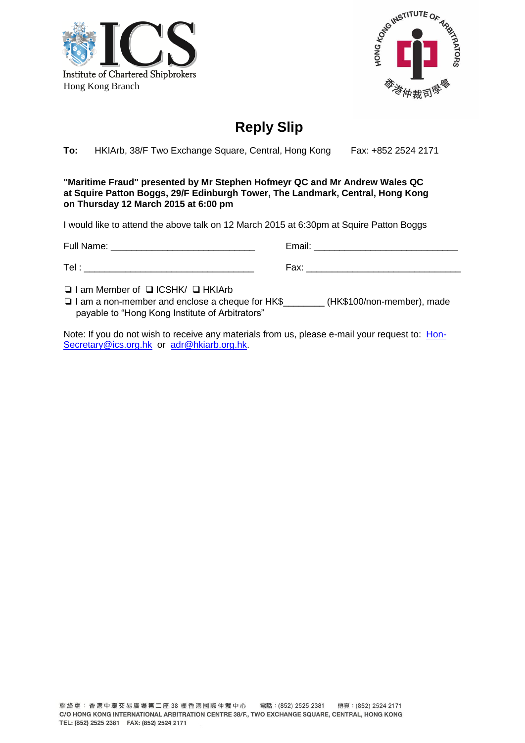Institute of Chartered Shipbrokers
Hong Kong Branch

# Reply Slip

**To:** HKIArb, 38/F Two Exchange Square, Central, Hong Kong    Fax: +852 2524 2171

**"Maritime Fraud" presented by Mr Stephen Hofmeyr QC and Mr Andrew Wales QC at Squire Patton Boggs, 29/F Edinburgh Tower, The Landmark, Central, Hong Kong on Thursday 12 March 2015 at 6:00 pm**

I would like to attend the above talk on 12 March 2015 at 6:30pm at Squire Patton Boggs

Full Name: ____________________________    Email: ____________________________

Tel : ________________________________    Fax: ______________________________

❑ I am Member of ❑ ICSHK/ ❑ HKIArb
❑ I am a non-member and enclose a cheque for HK$________ (HK$100/non-member), made payable to "Hong Kong Institute of Arbitrators"

Note: If you do not wish to receive any materials from us, please e-mail your request to: Hon-Secretary@ics.org.hk or adr@hkiarb.org.hk.

聯絡處：香港中環交易廣場第二座 38 樓香港國際仲裁中心　電話：(852) 2525 2381　傳真：(852) 2524 2171
C/O HONG KONG INTERNATIONAL ARBITRATION CENTRE 38/F., TWO EXCHANGE SQUARE, CENTRAL, HONG KONG
TEL: (852) 2525 2381　FAX: (852) 2524 2171